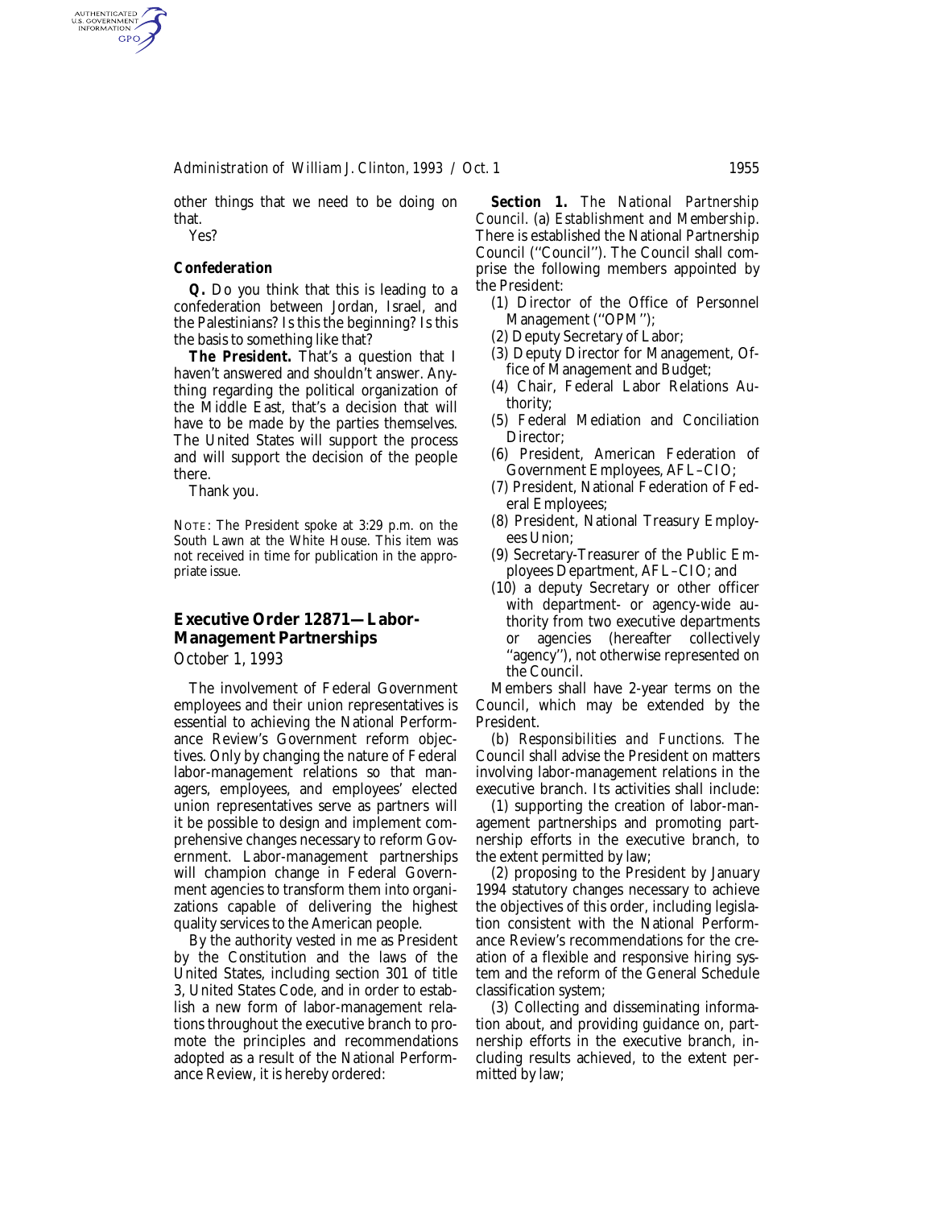other things that we need to be doing on that.

Yes?

### Confederation

**Q.** Do you think that this is leading to a confederation between Jordan, Israel, and the Palestinians? Is this the beginning? Is this the basis to something like that?

**The President.** That's a question that I haven't answered and shouldn't answer. Anything regarding the political organization of the Middle East, that's a decision that will have to be made by the parties themselves. The United States will support the process and will support the decision of the people there.

Thank you.

NOTE: The President spoke at 3:29 p.m. on the South Lawn at the White House. This item was not received in time for publication in the appropriate issue.

## Executive Order 12871—Labor-Management Partnerships

*October 1, 1993*

The involvement of Federal Government employees and their union representatives is essential to achieving the National Performance Review's Government reform objectives. Only by changing the nature of Federal labor-management relations so that managers, employees, and employees' elected union representatives serve as partners will it be possible to design and implement comprehensive changes necessary to reform Government. Labor-management partnerships will champion change in Federal Government agencies to transform them into organizations capable of delivering the highest quality services to the American people.

By the authority vested in me as President by the Constitution and the laws of the United States, including section 301 of title 3, United States Code, and in order to establish a new form of labor-management relations throughout the executive branch to promote the principles and recommendations adopted as a result of the National Performance Review, it is hereby ordered:

**Section 1.** *The National Partnership Council.* (a) *Establishment and Membership.* There is established the National Partnership Council ("Council"). The Council shall comprise the following members appointed by the President:

(1) Director of the Office of Personnel Management ("OPM");
(2) Deputy Secretary of Labor;
(3) Deputy Director for Management, Office of Management and Budget;
(4) Chair, Federal Labor Relations Authority;
(5) Federal Mediation and Conciliation Director;
(6) President, American Federation of Government Employees, AFL–CIO;
(7) President, National Federation of Federal Employees;
(8) President, National Treasury Employees Union;
(9) Secretary-Treasurer of the Public Employees Department, AFL–CIO; and
(10) a deputy Secretary or other officer with department- or agency-wide authority from two executive departments or agencies (hereafter collectively "agency"), not otherwise represented on the Council.

Members shall have 2-year terms on the Council, which may be extended by the President.

(b) *Responsibilities and Functions.* The Council shall advise the President on matters involving labor-management relations in the executive branch. Its activities shall include:

(1) supporting the creation of labor-management partnerships and promoting partnership efforts in the executive branch, to the extent permitted by law;

(2) proposing to the President by January 1994 statutory changes necessary to achieve the objectives of this order, including legislation consistent with the National Performance Review's recommendations for the creation of a flexible and responsive hiring system and the reform of the General Schedule classification system;

(3) Collecting and disseminating information about, and providing guidance on, partnership efforts in the executive branch, including results achieved, to the extent permitted by law;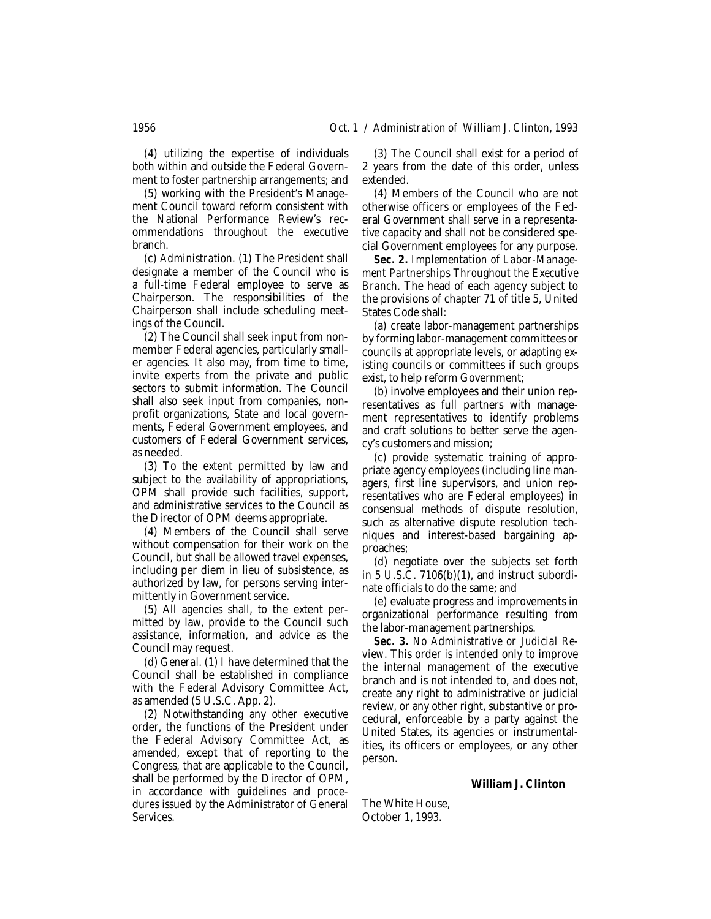(4) utilizing the expertise of individuals both within and outside the Federal Government to foster partnership arrangements; and

(5) working with the President's Management Council toward reform consistent with the National Performance Review's recommendations throughout the executive branch.

(c) *Administration.* (1) The President shall designate a member of the Council who is a full-time Federal employee to serve as Chairperson. The responsibilities of the Chairperson shall include scheduling meetings of the Council.

(2) The Council shall seek input from nonmember Federal agencies, particularly smaller agencies. It also may, from time to time, invite experts from the private and public sectors to submit information. The Council shall also seek input from companies, nonprofit organizations, State and local governments, Federal Government employees, and customers of Federal Government services, as needed.

(3) To the extent permitted by law and subject to the availability of appropriations, OPM shall provide such facilities, support, and administrative services to the Council as the Director of OPM deems appropriate.

(4) Members of the Council shall serve without compensation for their work on the Council, but shall be allowed travel expenses, including per diem in lieu of subsistence, as authorized by law, for persons serving intermittently in Government service.

(5) All agencies shall, to the extent permitted by law, provide to the Council such assistance, information, and advice as the Council may request.

(d) *General.* (1) I have determined that the Council shall be established in compliance with the Federal Advisory Committee Act, as amended (5 U.S.C. App. 2).

(2) Notwithstanding any other executive order, the functions of the President under the Federal Advisory Committee Act, as amended, except that of reporting to the Congress, that are applicable to the Council, shall be performed by the Director of OPM, in accordance with guidelines and procedures issued by the Administrator of General Services.

(3) The Council shall exist for a period of 2 years from the date of this order, unless extended.

(4) Members of the Council who are not otherwise officers or employees of the Federal Government shall serve in a representative capacity and shall not be considered special Government employees for any purpose.

**Sec. 2.** *Implementation of Labor-Management Partnerships Throughout the Executive Branch.* The head of each agency subject to the provisions of chapter 71 of title 5, United States Code shall:

(a) create labor-management partnerships by forming labor-management committees or councils at appropriate levels, or adapting existing councils or committees if such groups exist, to help reform Government;

(b) involve employees and their union representatives as full partners with management representatives to identify problems and craft solutions to better serve the agency's customers and mission;

(c) provide systematic training of appropriate agency employees (including line managers, first line supervisors, and union representatives who are Federal employees) in consensual methods of dispute resolution, such as alternative dispute resolution techniques and interest-based bargaining approaches;

(d) negotiate over the subjects set forth in 5 U.S.C. 7106(b)(1), and instruct subordinate officials to do the same; and

(e) evaluate progress and improvements in organizational performance resulting from the labor-management partnerships.

**Sec. 3.** *No Administrative or Judicial Review.* This order is intended only to improve the internal management of the executive branch and is not intended to, and does not, create any right to administrative or judicial review, or any other right, substantive or procedural, enforceable by a party against the United States, its agencies or instrumentalities, its officers or employees, or any other person.

**William J. Clinton**

The White House,
October 1, 1993.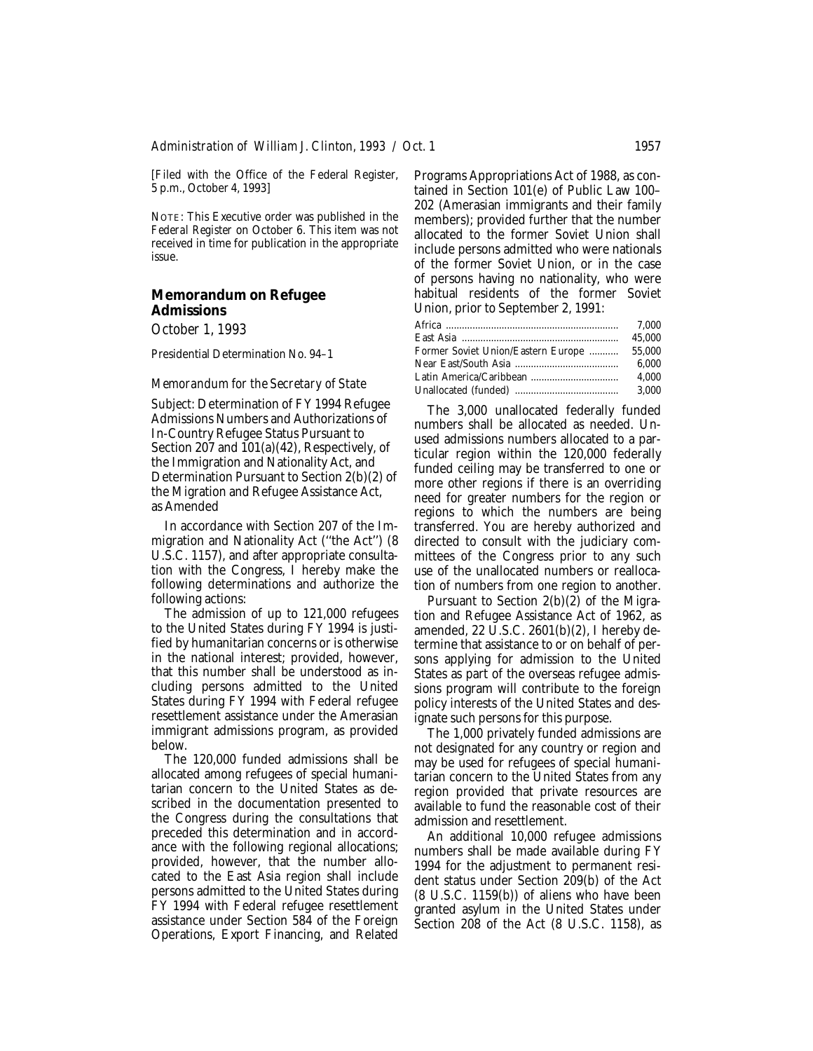[Filed with the Office of the Federal Register, 5 p.m., October 4, 1993]

NOTE: This Executive order was published in the *Federal Register* on October 6. This item was not received in time for publication in the appropriate issue.

## Memorandum on Refugee Admissions

*October 1, 1993*

*Presidential Determination No. 94–1*

*Memorandum for the Secretary of State*

*Subject:* Determination of FY 1994 Refugee Admissions Numbers and Authorizations of In-Country Refugee Status Pursuant to Section 207 and 101(a)(42), Respectively, of the Immigration and Nationality Act, and Determination Pursuant to Section 2(b)(2) of the Migration and Refugee Assistance Act, as Amended

In accordance with Section 207 of the Immigration and Nationality Act ("the Act") (8 U.S.C. 1157), and after appropriate consultation with the Congress, I hereby make the following determinations and authorize the following actions:

The admission of up to 121,000 refugees to the United States during FY 1994 is justified by humanitarian concerns or is otherwise in the national interest; provided, however, that this number shall be understood as including persons admitted to the United States during FY 1994 with Federal refugee resettlement assistance under the Amerasian immigrant admissions program, as provided below.

The 120,000 funded admissions shall be allocated among refugees of special humanitarian concern to the United States as described in the documentation presented to the Congress during the consultations that preceded this determination and in accordance with the following regional allocations; provided, however, that the number allocated to the East Asia region shall include persons admitted to the United States during FY 1994 with Federal refugee resettlement assistance under Section 584 of the Foreign Operations, Export Financing, and Related Programs Appropriations Act of 1988, as contained in Section 101(e) of Public Law 100–202 (Amerasian immigrants and their family members); provided further that the number allocated to the former Soviet Union shall include persons admitted who were nationals of the former Soviet Union, or in the case of persons having no nationality, who were habitual residents of the former Soviet Union, prior to September 2, 1991:

| | |
|---|---|
| Africa | 7,000 |
| East Asia | 45,000 |
| Former Soviet Union/Eastern Europe | 55,000 |
| Near East/South Asia | 6,000 |
| Latin America/Caribbean | 4,000 |
| Unallocated (funded) | 3,000 |

The 3,000 unallocated federally funded numbers shall be allocated as needed. Unused admissions numbers allocated to a particular region within the 120,000 federally funded ceiling may be transferred to one or more other regions if there is an overriding need for greater numbers for the region or regions to which the numbers are being transferred. You are hereby authorized and directed to consult with the judiciary committees of the Congress prior to any such use of the unallocated numbers or reallocation of numbers from one region to another.

Pursuant to Section 2(b)(2) of the Migration and Refugee Assistance Act of 1962, as amended, 22 U.S.C. 2601(b)(2), I hereby determine that assistance to or on behalf of persons applying for admission to the United States as part of the overseas refugee admissions program will contribute to the foreign policy interests of the United States and designate such persons for this purpose.

The 1,000 privately funded admissions are not designated for any country or region and may be used for refugees of special humanitarian concern to the United States from any region provided that private resources are available to fund the reasonable cost of their admission and resettlement.

An additional 10,000 refugee admissions numbers shall be made available during FY 1994 for the adjustment to permanent resident status under Section 209(b) of the Act (8 U.S.C. 1159(b)) of aliens who have been granted asylum in the United States under Section 208 of the Act (8 U.S.C. 1158), as